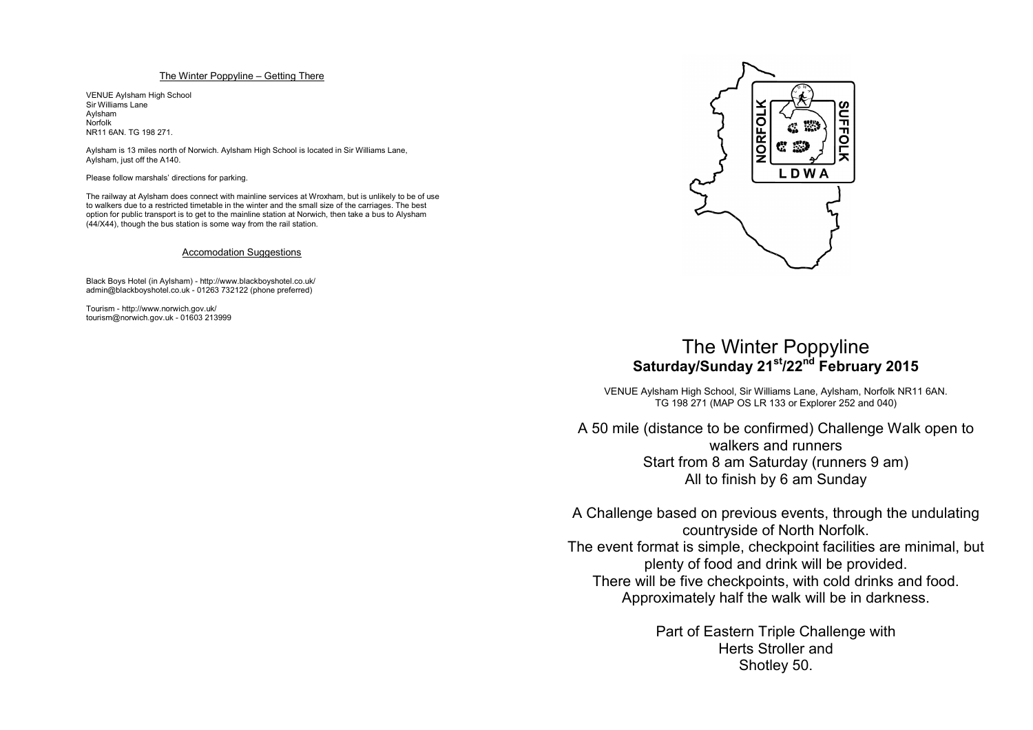## The Winter Poppyline – Getting There

VENUE Aylsham High School
Sir Williams Lane
Aylsham
Norfolk
NR11 6AN. TG 198 271.

Aylsham is 13 miles north of Norwich. Aylsham High School is located in Sir Williams Lane, Aylsham, just off the A140.

Please follow marshals' directions for parking.

The railway at Aylsham does connect with mainline services at Wroxham, but is unlikely to be of use to walkers due to a restricted timetable in the winter and the small size of the carriages. The best option for public transport is to get to the mainline station at Norwich, then take a bus to Alysham (44/X44), though the bus station is some way from the rail station.

## Accomodation Suggestions

Black Boys Hotel (in Aylsham) - http://www.blackboyshotel.co.uk/
admin@blackboyshotel.co.uk - 01263 732122 (phone preferred)

Tourism - http://www.norwich.gov.uk/
tourism@norwich.gov.uk - 01603 213999

NORFOLK SUFFOLK LDWA

# The Winter Poppyline
**Saturday/Sunday 21st/22nd February 2015**

VENUE Aylsham High School, Sir Williams Lane, Aylsham, Norfolk NR11 6AN.
TG 198 271 (MAP OS LR 133 or Explorer 252 and 040)

A 50 mile (distance to be confirmed) Challenge Walk open to walkers and runners
Start from 8 am Saturday (runners 9 am)
All to finish by 6 am Sunday

A Challenge based on previous events, through the undulating countryside of North Norfolk.
The event format is simple, checkpoint facilities are minimal, but plenty of food and drink will be provided.
There will be five checkpoints, with cold drinks and food.
Approximately half the walk will be in darkness.

Part of Eastern Triple Challenge with
Herts Stroller and
Shotley 50.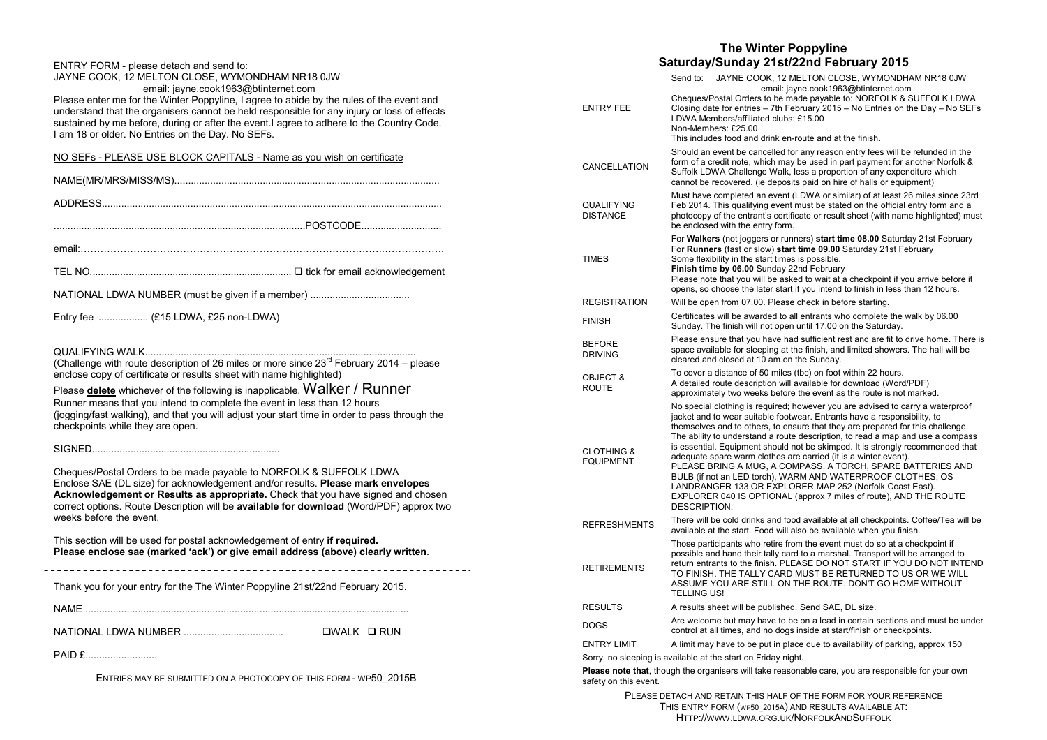ENTRY FORM - please detach and send to:
JAYNE COOK, 12 MELTON CLOSE, WYMONDHAM NR18 0JW
email: jayne.cook1963@btinternet.com

Please enter me for the Winter Poppyline, I agree to abide by the rules of the event and understand that the organisers cannot be held responsible for any injury or loss of effects sustained by me before, during or after the event.I agree to adhere to the Country Code. I am 18 or older. No Entries on the Day. No SEFs.

NO SEFs - PLEASE USE BLOCK CAPITALS - Name as you wish on certificate

NAME(MR/MRS/MISS/MS)..............................................................................................

ADDRESS.........................................................................................................................

..........................................................................................POSTCODE............................

email:……………………………………………………………………………………………..

TEL NO........................................................................ ❑ tick for email acknowledgement

NATIONAL LDWA NUMBER (must be given if a member) ...................................

Entry fee .................. (£15 LDWA, £25 non-LDWA)

QUALIFYING WALK.................................................................................................
(Challenge with route description of 26 miles or more since 23rd February 2014 – please enclose copy of certificate or results sheet with name highlighted)

Please **delete** whichever of the following is inapplicable. Walker / Runner

Runner means that you intend to complete the event in less than 12 hours (jogging/fast walking), and that you will adjust your start time in order to pass through the checkpoints while they are open.

SIGNED....................................................................

Cheques/Postal Orders to be made payable to NORFOLK & SUFFOLK LDWA
Enclose SAE (DL size) for acknowledgement and/or results. **Please mark envelopes Acknowledgement or Results as appropriate.** Check that you have signed and chosen correct options. Route Description will be **available for download** (Word/PDF) approx two weeks before the event.

This section will be used for postal acknowledgement of entry **if required.**
**Please enclose sae (marked 'ack') or give email address (above) clearly written**.

---

Thank you for your entry for the The Winter Poppyline 21st/22nd February 2015.

NAME .....................................................................................................................

NATIONAL LDWA NUMBER ................................... ❑WALK ❑ RUN

PAID £..........................

ENTRIES MAY BE SUBMITTED ON A PHOTOCOPY OF THIS FORM - WP50_2015B

# The Winter Poppyline
## Saturday/Sunday 21st/22nd February 2015

| | |
|---|---|
| | Send to: JAYNE COOK, 12 MELTON CLOSE, WYMONDHAM NR18 0JW email: jayne.cook1963@btinternet.com |
| ENTRY FEE | Cheques/Postal Orders to be made payable to: NORFOLK & SUFFOLK LDWA Closing date for entries – 7th February 2015 – No Entries on the Day – No SEFs LDWA Members/affiliated clubs: £15.00 Non-Members: £25.00 This includes food and drink en-route and at the finish. |
| CANCELLATION | Should an event be cancelled for any reason entry fees will be refunded in the form of a credit note, which may be used in part payment for another Norfolk & Suffolk LDWA Challenge Walk, less a proportion of any expenditure which cannot be recovered. (ie deposits paid on hire of halls or equipment) |
| QUALIFYING DISTANCE | Must have completed an event (LDWA or similar) of at least 26 miles since 23rd Feb 2014. This qualifying event must be stated on the official entry form and a photocopy of the entrant's certificate or result sheet (with name highlighted) must be enclosed with the entry form. |
| TIMES | For **Walkers** (not joggers or runners) **start time 08.00** Saturday 21st February For **Runners** (fast or slow) **start time 09.00** Saturday 21st February Some flexibility in the start times is possible. **Finish time by 06.00** Sunday 22nd February Please note that you will be asked to wait at a checkpoint if you arrive before it opens, so choose the later start if you intend to finish in less than 12 hours. |
| REGISTRATION | Will be open from 07.00. Please check in before starting. |
| FINISH | Certificates will be awarded to all entrants who complete the walk by 06.00 Sunday. The finish will not open until 17.00 on the Saturday. |
| BEFORE DRIVING | Please ensure that you have had sufficient rest and are fit to drive home. There is space available for sleeping at the finish, and limited showers. The hall will be cleared and closed at 10 am on the Sunday. |
| OBJECT & ROUTE | To cover a distance of 50 miles (tbc) on foot within 22 hours. A detailed route description will available for download (Word/PDF) approximately two weeks before the event as the route is not marked. |
| CLOTHING & EQUIPMENT | No special clothing is required; however you are advised to carry a waterproof jacket and to wear suitable footwear. Entrants have a responsibility, to themselves and to others, to ensure that they are prepared for this challenge. The ability to understand a route description, to read a map and use a compass is essential. Equipment should not be skimped. It is strongly recommended that adequate spare warm clothes are carried (it is a winter event). PLEASE BRING A MUG, A COMPASS, A TORCH, SPARE BATTERIES AND BULB (if not an LED torch), WARM AND WATERPROOF CLOTHES, OS LANDRANGER 133 OR EXPLORER MAP 252 (Norfolk Coast East). EXPLORER 040 IS OPTIONAL (approx 7 miles of route), AND THE ROUTE DESCRIPTION. |
| REFRESHMENTS | There will be cold drinks and food available at all checkpoints. Coffee/Tea will be available at the start. Food will also be available when you finish. |
| RETIREMENTS | Those participants who retire from the event must do so at a checkpoint if possible and hand their tally card to a marshal. Transport will be arranged to return entrants to the finish. PLEASE DO NOT START IF YOU DO NOT INTEND TO FINISH. THE TALLY CARD MUST BE RETURNED TO US OR WE WILL ASSUME YOU ARE STILL ON THE ROUTE. DON'T GO HOME WITHOUT TELLING US! |
| RESULTS | A results sheet will be published. Send SAE, DL size. |
| DOGS | Are welcome but may have to be on a lead in certain sections and must be under control at all times, and no dogs inside at start/finish or checkpoints. |
| ENTRY LIMIT | A limit may have to be put in place due to availability of parking, approx 150 |

Sorry, no sleeping is available at the start on Friday night.

**Please note that**, though the organisers will take reasonable care, you are responsible for your own safety on this event.

PLEASE DETACH AND RETAIN THIS HALF OF THE FORM FOR YOUR REFERENCE
THIS ENTRY FORM (WP50_2015A) AND RESULTS AVAILABLE AT:
HTTP://WWW.LDWA.ORG.UK/NORFOLKANDSUFFOLK